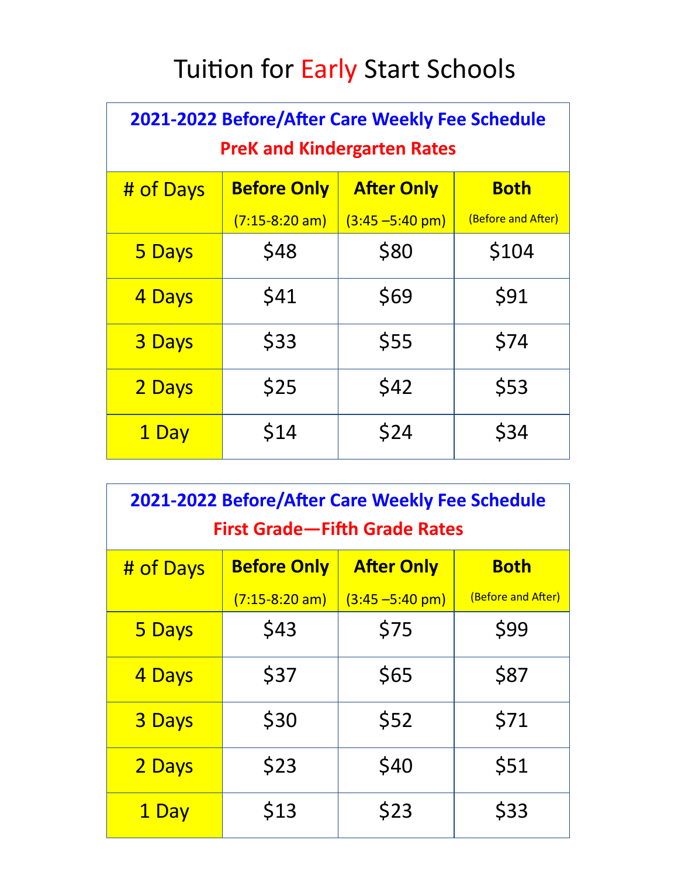# Tuition for Early Start Schools

**2021-2022 Before/After Care Weekly Fee Schedule**
**PreK and Kindergarten Rates**

| # of Days | **Before Only** (7:15-8:20 am) | **After Only** (3:45 –5:40 pm) | **Both** (Before and After) |
|---|---|---|---|
| 5 Days | $48 | $80 | $104 |
| 4 Days | $41 | $69 | $91 |
| 3 Days | $33 | $55 | $74 |
| 2 Days | $25 | $42 | $53 |
| 1 Day | $14 | $24 | $34 |

**2021-2022 Before/After Care Weekly Fee Schedule**
**First Grade—Fifth Grade Rates**

| # of Days | **Before Only** (7:15-8:20 am) | **After Only** (3:45 –5:40 pm) | **Both** (Before and After) |
|---|---|---|---|
| 5 Days | $43 | $75 | $99 |
| 4 Days | $37 | $65 | $87 |
| 3 Days | $30 | $52 | $71 |
| 2 Days | $23 | $40 | $51 |
| 1 Day | $13 | $23 | $33 |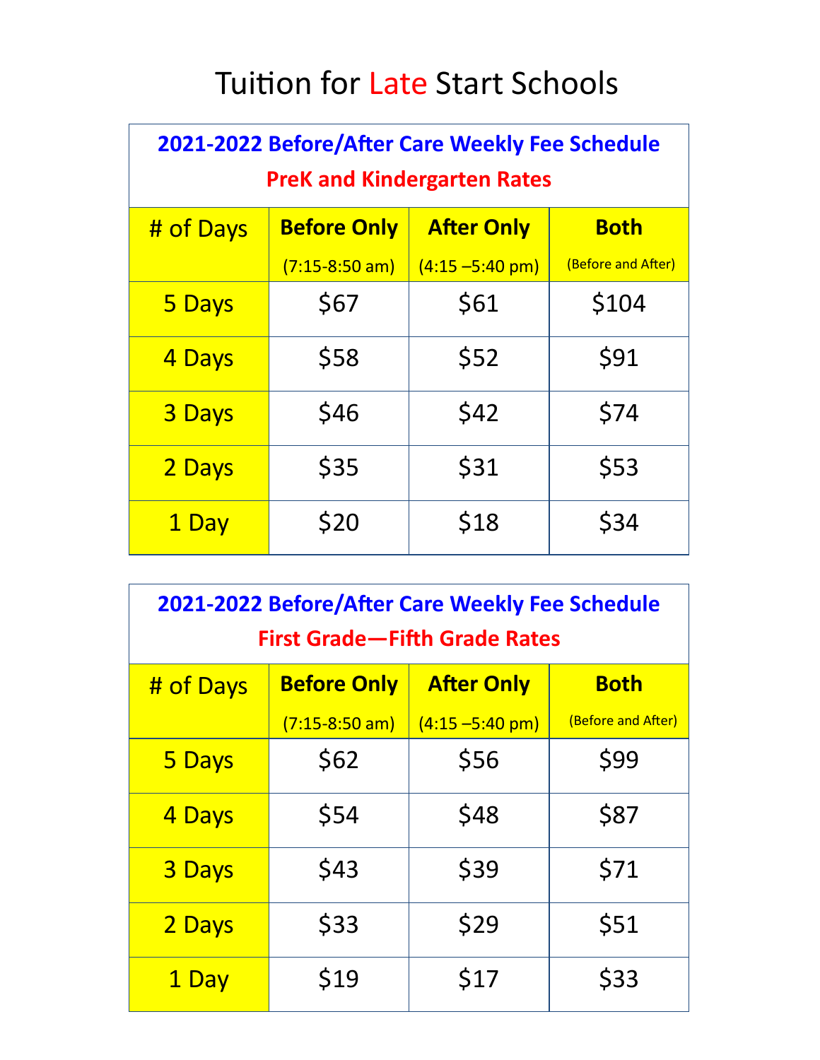# Tuition for Late Start Schools

**2021-2022 Before/After Care Weekly Fee Schedule**
**PreK and Kindergarten Rates**

| # of Days | **Before Only** (7:15-8:50 am) | **After Only** (4:15 –5:40 pm) | **Both** (Before and After) |
|---|---|---|---|
| 5 Days | $67 | $61 | $104 |
| 4 Days | $58 | $52 | $91 |
| 3 Days | $46 | $42 | $74 |
| 2 Days | $35 | $31 | $53 |
| 1 Day | $20 | $18 | $34 |

**2021-2022 Before/After Care Weekly Fee Schedule**
**First Grade—Fifth Grade Rates**

| # of Days | **Before Only** (7:15-8:50 am) | **After Only** (4:15 –5:40 pm) | **Both** (Before and After) |
|---|---|---|---|
| 5 Days | $62 | $56 | $99 |
| 4 Days | $54 | $48 | $87 |
| 3 Days | $43 | $39 | $71 |
| 2 Days | $33 | $29 | $51 |
| 1 Day | $19 | $17 | $33 |